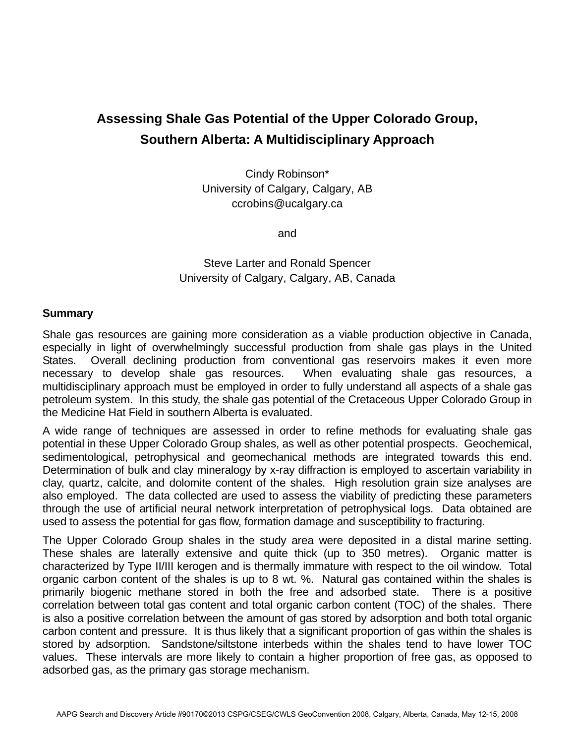# Assessing Shale Gas Potential of the Upper Colorado Group, Southern Alberta: A Multidisciplinary Approach

Cindy Robinson*
University of Calgary, Calgary, AB
ccrobins@ucalgary.ca

and

Steve Larter and Ronald Spencer
University of Calgary, Calgary, AB, Canada

## Summary

Shale gas resources are gaining more consideration as a viable production objective in Canada, especially in light of overwhelmingly successful production from shale gas plays in the United States. Overall declining production from conventional gas reservoirs makes it even more necessary to develop shale gas resources. When evaluating shale gas resources, a multidisciplinary approach must be employed in order to fully understand all aspects of a shale gas petroleum system. In this study, the shale gas potential of the Cretaceous Upper Colorado Group in the Medicine Hat Field in southern Alberta is evaluated.

A wide range of techniques are assessed in order to refine methods for evaluating shale gas potential in these Upper Colorado Group shales, as well as other potential prospects. Geochemical, sedimentological, petrophysical and geomechanical methods are integrated towards this end. Determination of bulk and clay mineralogy by x-ray diffraction is employed to ascertain variability in clay, quartz, calcite, and dolomite content of the shales. High resolution grain size analyses are also employed. The data collected are used to assess the viability of predicting these parameters through the use of artificial neural network interpretation of petrophysical logs. Data obtained are used to assess the potential for gas flow, formation damage and susceptibility to fracturing.

The Upper Colorado Group shales in the study area were deposited in a distal marine setting. These shales are laterally extensive and quite thick (up to 350 metres). Organic matter is characterized by Type II/III kerogen and is thermally immature with respect to the oil window. Total organic carbon content of the shales is up to 8 wt. %. Natural gas contained within the shales is primarily biogenic methane stored in both the free and adsorbed state. There is a positive correlation between total gas content and total organic carbon content (TOC) of the shales. There is also a positive correlation between the amount of gas stored by adsorption and both total organic carbon content and pressure. It is thus likely that a significant proportion of gas within the shales is stored by adsorption. Sandstone/siltstone interbeds within the shales tend to have lower TOC values. These intervals are more likely to contain a higher proportion of free gas, as opposed to adsorbed gas, as the primary gas storage mechanism.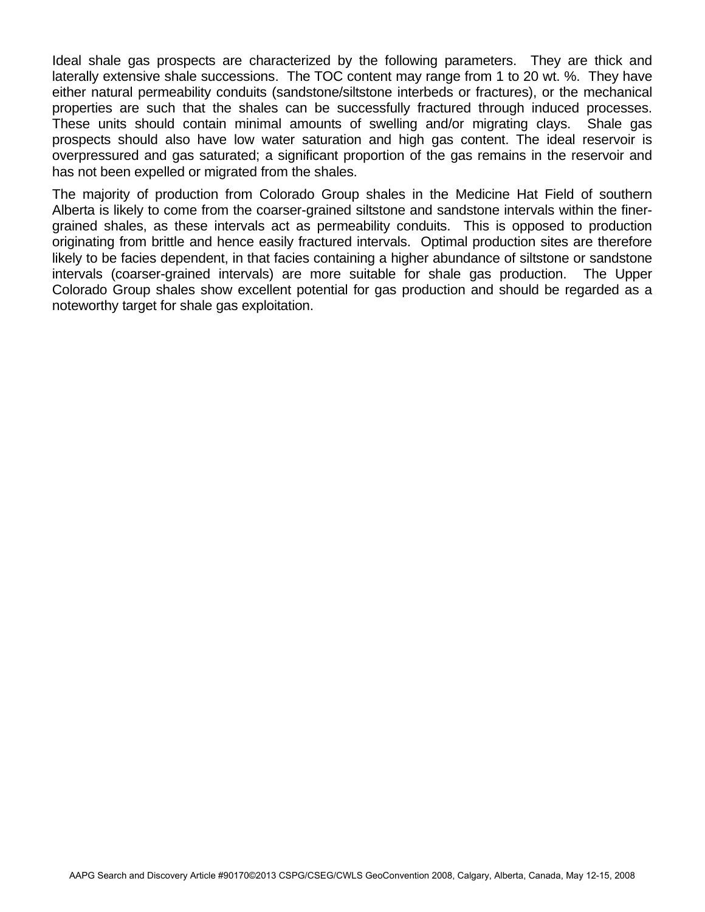Ideal shale gas prospects are characterized by the following parameters. They are thick and laterally extensive shale successions. The TOC content may range from 1 to 20 wt. %. They have either natural permeability conduits (sandstone/siltstone interbeds or fractures), or the mechanical properties are such that the shales can be successfully fractured through induced processes. These units should contain minimal amounts of swelling and/or migrating clays. Shale gas prospects should also have low water saturation and high gas content. The ideal reservoir is overpressured and gas saturated; a significant proportion of the gas remains in the reservoir and has not been expelled or migrated from the shales.

The majority of production from Colorado Group shales in the Medicine Hat Field of southern Alberta is likely to come from the coarser-grained siltstone and sandstone intervals within the finer-grained shales, as these intervals act as permeability conduits. This is opposed to production originating from brittle and hence easily fractured intervals. Optimal production sites are therefore likely to be facies dependent, in that facies containing a higher abundance of siltstone or sandstone intervals (coarser-grained intervals) are more suitable for shale gas production. The Upper Colorado Group shales show excellent potential for gas production and should be regarded as a noteworthy target for shale gas exploitation.